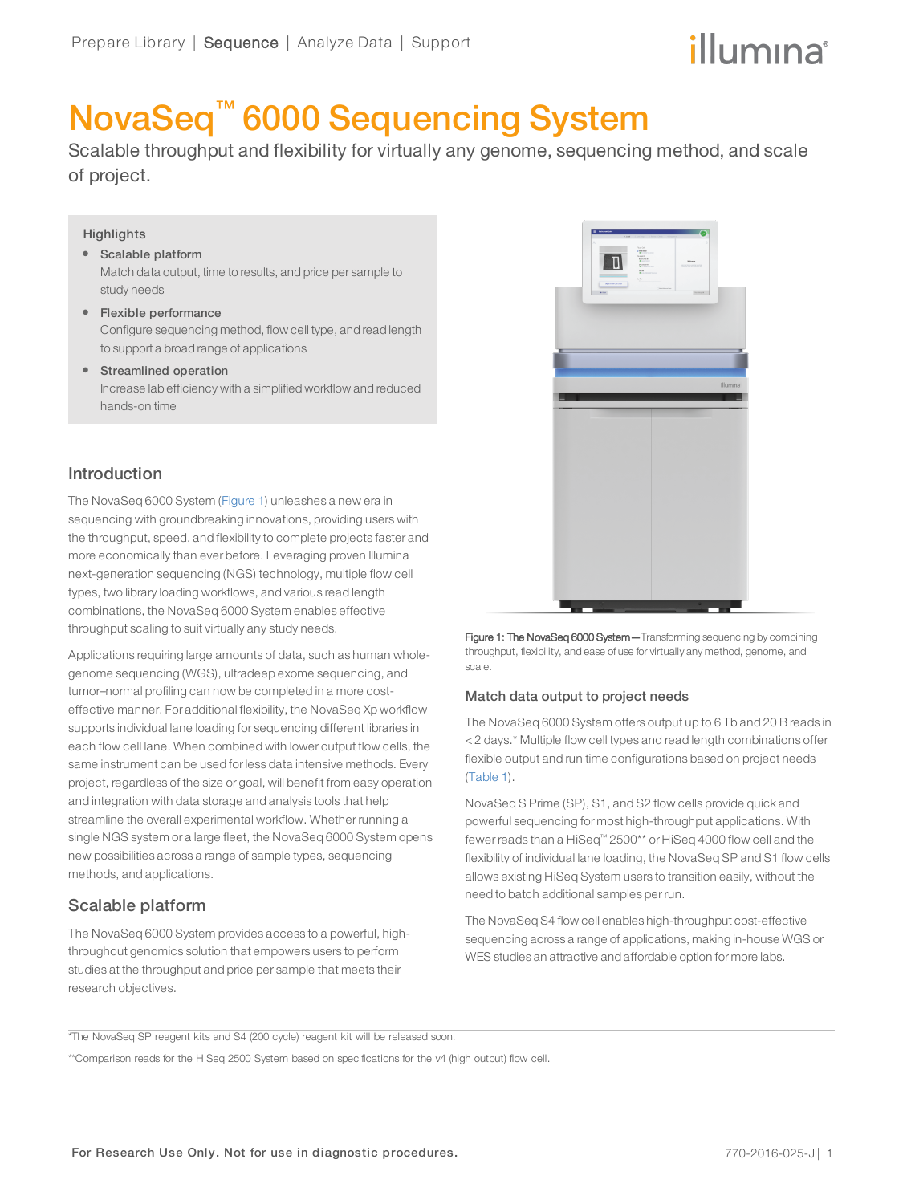Prepare Library | Sequence | Analyze Data | Support

# NovaSeq™ 6000 Sequencing System

Scalable throughput and flexibility for virtually any genome, sequencing method, and scale of project.

Highlights

- **Scalable platform**
  Match data output, time to results, and price per sample to study needs
- **Flexible performance**
  Configure sequencing method, flow cell type, and read length to support a broad range of applications
- **Streamlined operation**
  Increase lab efficiency with a simplified workflow and reduced hands-on time

## Introduction

The NovaSeq 6000 System (Figure 1) unleashes a new era in sequencing with groundbreaking innovations, providing users with the throughput, speed, and flexibility to complete projects faster and more economically than ever before. Leveraging proven Illumina next-generation sequencing (NGS) technology, multiple flow cell types, two library loading workflows, and various read length combinations, the NovaSeq 6000 System enables effective throughput scaling to suit virtually any study needs.

Applications requiring large amounts of data, such as human whole-genome sequencing (WGS), ultradeep exome sequencing, and tumor–normal profiling can now be completed in a more cost-effective manner. For additional flexibility, the NovaSeq Xp workflow supports individual lane loading for sequencing different libraries in each flow cell lane. When combined with lower output flow cells, the same instrument can be used for less data intensive methods. Every project, regardless of the size or goal, will benefit from easy operation and integration with data storage and analysis tools that help streamline the overall experimental workflow. Whether running a single NGS system or a large fleet, the NovaSeq 6000 System opens new possibilities across a range of sample types, sequencing methods, and applications.

## Scalable platform

The NovaSeq 6000 System provides access to a powerful, high-throughout genomics solution that empowers users to perform studies at the throughput and price per sample that meets their research objectives.

**Figure 1: The NovaSeq 6000 System**—Transforming sequencing by combining throughput, flexibility, and ease of use for virtually any method, genome, and scale.

### Match data output to project needs

The NovaSeq 6000 System offers output up to 6 Tb and 20 B reads in < 2 days.* Multiple flow cell types and read length combinations offer flexible output and run time configurations based on project needs (Table 1).

NovaSeq S Prime (SP), S1, and S2 flow cells provide quick and powerful sequencing for most high-throughput applications. With fewer reads than a HiSeq™ 2500** or HiSeq 4000 flow cell and the flexibility of individual lane loading, the NovaSeq SP and S1 flow cells allows existing HiSeq System users to transition easily, without the need to batch additional samples per run.

The NovaSeq S4 flow cell enables high-throughput cost-effective sequencing across a range of applications, making in-house WGS or WES studies an attractive and affordable option for more labs.

*The NovaSeq SP reagent kits and S4 (200 cycle) reagent kit will be released soon.

**Comparison reads for the HiSeq 2500 System based on specifications for the v4 (high output) flow cell.

For Research Use Only. Not for use in diagnostic procedures.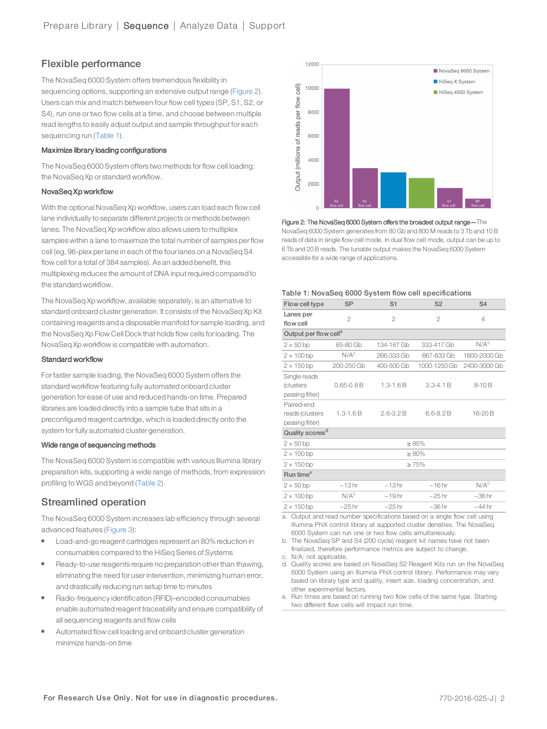## Flexible performance

The NovaSeq 6000 System offers tremendous flexibility in sequencing options, supporting an extensive output range (Figure 2). Users can mix and match between four flow cell types (SP, S1, S2, or S4), run one or two flow cells at a time, and choose between multiple read lengths to easily adjust output and sample throughput for each sequencing run (Table 1).

### Maximize library loading configurations

The NovaSeq 6000 System offers two methods for flow cell loading: the NovaSeq Xp or standard workflow.

### NovaSeq Xp workflow

With the optional NovaSeq Xp workflow, users can load each flow cell lane individually to separate different projects or methods between lanes. The NovaSeq Xp workflow also allows users to multiplex samples within a lane to maximize the total number of samples per flow cell (eg, 96-plex per lane in each of the four lanes on a NovaSeq S4 flow cell for a total of 384 samples). As an added benefit, this multiplexing reduces the amount of DNA input required compared to the standard workflow.

The NovaSeq Xp workflow, available separately, is an alternative to standard onboard cluster generation. It consists of the NovaSeq Xp Kit containing reagents and a disposable manifold for sample loading, and the NovaSeq Xp Flow Cell Dock that holds flow cells for loading. The NovaSeq Xp workflow is compatible with automation.

### Standard workflow

For faster sample loading, the NovaSeq 6000 System offers the standard workflow featuring fully automated onboard cluster generation for ease of use and reduced hands-on time. Prepared libraries are loaded directly into a sample tube that sits in a preconfigured reagent cartridge, which is loaded directly onto the system for fully automated cluster generation.

### Wide range of sequencing methods

The NovaSeq 6000 System is compatible with various Illumina library preparation kits, supporting a wide range of methods, from expression profiling to WGS and beyond (Table 2).

## Streamlined operation

The NovaSeq 6000 System increases lab efficiency through several advanced features (Figure 3):

- Load-and-go reagent cartridges represent an 80% reduction in consumables compared to the HiSeq Series of Systems
- Ready-to-use reagents require no preparation other than thawing, eliminating the need for user intervention, minimizing human error, and drastically reducing run setup time to minutes
- Radio-frequency identification (RFID)–encoded consumables enable automated reagent traceability and ensure compatibility of all sequencing reagents and flow cells
- Automated flow cell loading and onboard cluster generation minimize hands-on time

**Figure 2: The NovaSeq 6000 System offers the broadest output range**—The NovaSeq 6000 System generates from 80 Gb and 800 M reads to 3 Tb and 10 B reads of data in single flow cell mode. In dual flow cell mode, output can be up to 6 Tb and 20 B reads. The tunable output makes the NovaSeq 6000 System accessible for a wide range of applications.

**Table 1: NovaSeq 6000 System flow cell specifications**

| Flow cell type | SP | S1 | S2 | S4 |
|---|---|---|---|---|
| Lanes per flow cell | 2 | 2 | 2 | 4 |
| **Output per flow cell[a]** | | | | |
| 2 × 50 bp | 65-80 Gb | 134-167 Gb | 333-417 Gb | N/A[c] |
| 2 × 100 bp | N/A[c] | 266-333 Gb | 667-833 Gb | 1600-2000 Gb |
| 2 × 150 bp | 200-250 Gb | 400-500 Gb | 1000-1250 Gb | 2400-3000 Gb |
| Single reads (clusters passing filter) | 0.65-0.8 B | 1.3-1.6 B | 3.3-4.1 B | 8-10 B |
| Paired-end reads (clusters passing filter) | 1.3-1.6 B | 2.6-3.2 B | 6.6-8.2 B | 16-20 B |
| **Quality scores[d]** | | | | |
| 2 × 50 bp | ≥ 85% | | | |
| 2 × 100 bp | ≥ 80% | | | |
| 2 × 150 bp | ≥ 75% | | | |
| **Run time[e]** | | | | |
| 2 × 50 bp | ~13 hr | ~13 hr | ~16 hr | N/A[c] |
| 2 × 100 bp | N/A[c] | ~19 hr | ~25 hr | ~36 hr |
| 2 × 150 bp | ~25 hr | ~25 hr | ~36 hr | ~44 hr |

a. Output and read number specifications based on a single flow cell using Illumina PhiX control library at supported cluster densities. The NovaSeq 6000 System can run one or two flow cells simultaneously.
b. The NovaSeq SP and S4 (200 cycle) reagent kit names have not been finalized, therefore performance metrics are subject to change.
c. N/A: not applicable.
d. Quality scores are based on NovaSeq S2 Reagent Kits run on the NovaSeq 6000 System using an Illumina PhiX control library. Performance may vary based on library type and quality, insert size, loading concentration, and other experimental factors.
e. Run times are based on running two flow cells of the same type. Starting two different flow cells will impact run time.

For Research Use Only. Not for use in diagnostic procedures.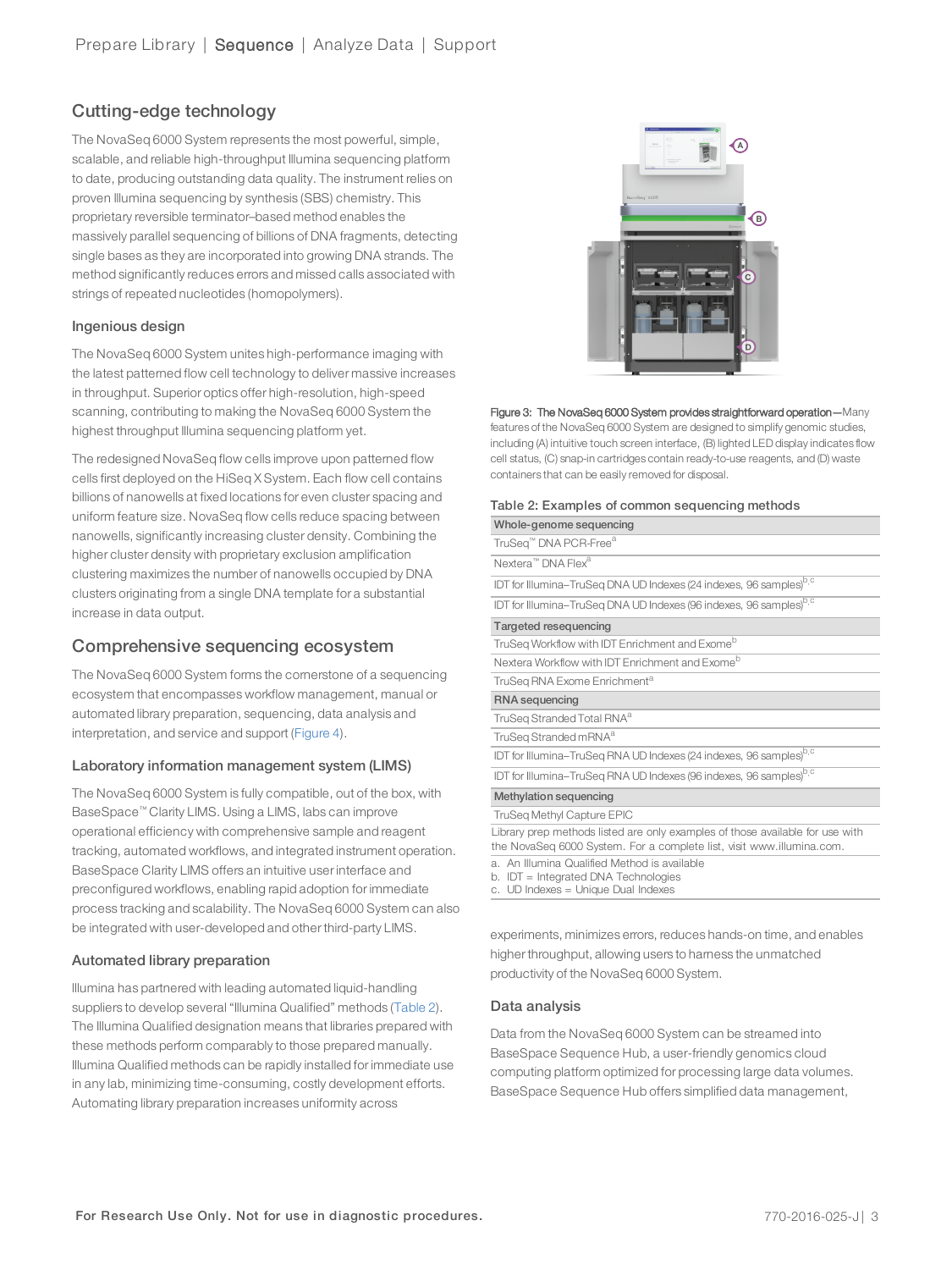## Cutting-edge technology

The NovaSeq 6000 System represents the most powerful, simple, scalable, and reliable high-throughput Illumina sequencing platform to date, producing outstanding data quality. The instrument relies on proven Illumina sequencing by synthesis (SBS) chemistry. This proprietary reversible terminator–based method enables the massively parallel sequencing of billions of DNA fragments, detecting single bases as they are incorporated into growing DNA strands. The method significantly reduces errors and missed calls associated with strings of repeated nucleotides (homopolymers).

### Ingenious design

The NovaSeq 6000 System unites high-performance imaging with the latest patterned flow cell technology to deliver massive increases in throughput. Superior optics offer high-resolution, high-speed scanning, contributing to making the NovaSeq 6000 System the highest throughput Illumina sequencing platform yet.

The redesigned NovaSeq flow cells improve upon patterned flow cells first deployed on the HiSeq X System. Each flow cell contains billions of nanowells at fixed locations for even cluster spacing and uniform feature size. NovaSeq flow cells reduce spacing between nanowells, significantly increasing cluster density. Combining the higher cluster density with proprietary exclusion amplification clustering maximizes the number of nanowells occupied by DNA clusters originating from a single DNA template for a substantial increase in data output.

## Comprehensive sequencing ecosystem

The NovaSeq 6000 System forms the cornerstone of a sequencing ecosystem that encompasses workflow management, manual or automated library preparation, sequencing, data analysis and interpretation, and service and support (Figure 4).

### Laboratory information management system (LIMS)

The NovaSeq 6000 System is fully compatible, out of the box, with BaseSpace™ Clarity LIMS. Using a LIMS, labs can improve operational efficiency with comprehensive sample and reagent tracking, automated workflows, and integrated instrument operation. BaseSpace Clarity LIMS offers an intuitive user interface and preconfigured workflows, enabling rapid adoption for immediate process tracking and scalability. The NovaSeq 6000 System can also be integrated with user-developed and other third-party LIMS.

### Automated library preparation

Illumina has partnered with leading automated liquid-handling suppliers to develop several "Illumina Qualified" methods (Table 2). The Illumina Qualified designation means that libraries prepared with these methods perform comparably to those prepared manually. Illumina Qualified methods can be rapidly installed for immediate use in any lab, minimizing time-consuming, costly development efforts. Automating library preparation increases uniformity across experiments, minimizes errors, reduces hands-on time, and enables higher throughput, allowing users to harness the unmatched productivity of the NovaSeq 6000 System.

**Figure 3: The NovaSeq 6000 System provides straightforward operation**—Many features of the NovaSeq 6000 System are designed to simplify genomic studies, including (A) intuitive touch screen interface, (B) lighted LED display indicates flow cell status, (C) snap-in cartridges contain ready-to-use reagents, and (D) waste containers that can be easily removed for disposal.

**Table 2: Examples of common sequencing methods**

| Whole-genome sequencing |
|---|
| TruSeq™ DNA PCR-Free[a] |
| Nextera™ DNA Flex[a] |
| IDT for Illumina–TruSeq DNA UD Indexes (24 indexes, 96 samples)[b,c] |
| IDT for Illumina–TruSeq DNA UD Indexes (96 indexes, 96 samples)[b,c] |
| **Targeted resequencing** |
| TruSeq Workflow with IDT Enrichment and Exome[b] |
| Nextera Workflow with IDT Enrichment and Exome[b] |
| TruSeq RNA Exome Enrichment[a] |
| **RNA sequencing** |
| TruSeq Stranded Total RNA[a] |
| TruSeq Stranded mRNA[a] |
| IDT for Illumina–TruSeq RNA UD Indexes (24 indexes, 96 samples)[b,c] |
| IDT for Illumina–TruSeq RNA UD Indexes (96 indexes, 96 samples)[b,c] |
| **Methylation sequencing** |
| TruSeq Methyl Capture EPIC |

Library prep methods listed are only examples of those available for use with the NovaSeq 6000 System. For a complete list, visit www.illumina.com.

a. An Illumina Qualified Method is available
b. IDT = Integrated DNA Technologies
c. UD Indexes = Unique Dual Indexes

### Data analysis

Data from the NovaSeq 6000 System can be streamed into BaseSpace Sequence Hub, a user-friendly genomics cloud computing platform optimized for processing large data volumes. BaseSpace Sequence Hub offers simplified data management,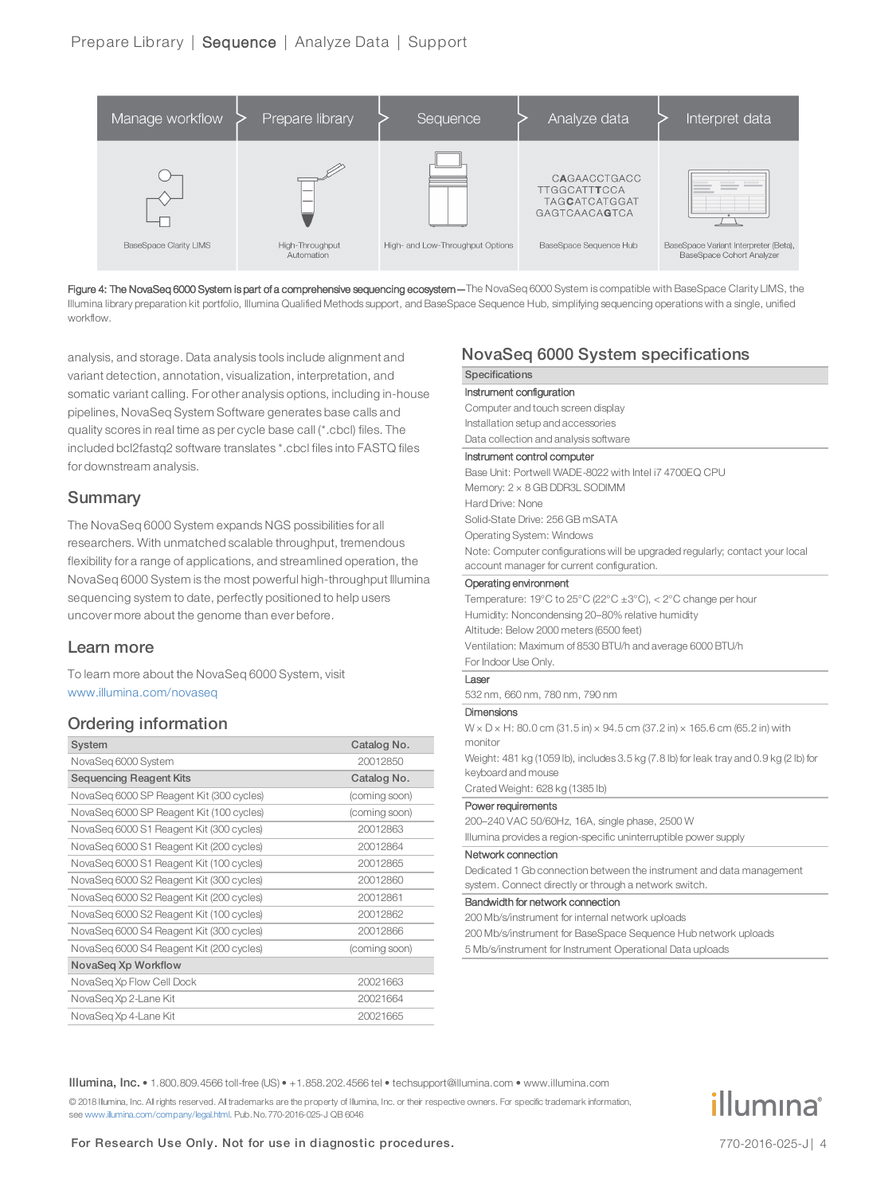Prepare Library | **Sequence** | Analyze Data | Support

Manage workflow > Prepare library > Sequence > Analyze data > Interpret data

BaseSpace Clarity LIMS

High-Throughput Automation

High- and Low-Throughput Options

CAGAACCTGACC
TTGGCATTTCCA
TAGCATCATGGAT
GAGTCAACAGTCA

BaseSpace Sequence Hub

BaseSpace Variant Interpreter (Beta), BaseSpace Cohort Analyzer

**Figure 4: The NovaSeq 6000 System is part of a comprehensive sequencing ecosystem**—The NovaSeq 6000 System is compatible with BaseSpace Clarity LIMS, the Illumina library preparation kit portfolio, Illumina Qualified Methods support, and BaseSpace Sequence Hub, simplifying sequencing operations with a single, unified workflow.

analysis, and storage. Data analysis tools include alignment and variant detection, annotation, visualization, interpretation, and somatic variant calling. For other analysis options, including in-house pipelines, NovaSeq System Software generates base calls and quality scores in real time as per cycle base call (*.cbcl) files. The included bcl2fastq2 software translates *.cbcl files into FASTQ files for downstream analysis.

## Summary

The NovaSeq 6000 System expands NGS possibilities for all researchers. With unmatched scalable throughput, tremendous flexibility for a range of applications, and streamlined operation, the NovaSeq 6000 System is the most powerful high-throughput Illumina sequencing system to date, perfectly positioned to help users uncover more about the genome than ever before.

## Learn more

To learn more about the NovaSeq 6000 System, visit www.illumina.com/novaseq

## Ordering information

| System | Catalog No. |
|---|---|
| NovaSeq 6000 System | 20012850 |
| **Sequencing Reagent Kits** | **Catalog No.** |
| NovaSeq 6000 SP Reagent Kit (300 cycles) | (coming soon) |
| NovaSeq 6000 SP Reagent Kit (100 cycles) | (coming soon) |
| NovaSeq 6000 S1 Reagent Kit (300 cycles) | 20012863 |
| NovaSeq 6000 S1 Reagent Kit (200 cycles) | 20012864 |
| NovaSeq 6000 S1 Reagent Kit (100 cycles) | 20012865 |
| NovaSeq 6000 S2 Reagent Kit (300 cycles) | 20012860 |
| NovaSeq 6000 S2 Reagent Kit (200 cycles) | 20012861 |
| NovaSeq 6000 S2 Reagent Kit (100 cycles) | 20012862 |
| NovaSeq 6000 S4 Reagent Kit (300 cycles) | 20012866 |
| NovaSeq 6000 S4 Reagent Kit (200 cycles) | (coming soon) |
| **NovaSeq Xp Workflow** | |
| NovaSeq Xp Flow Cell Dock | 20021663 |
| NovaSeq Xp 2-Lane Kit | 20021664 |
| NovaSeq Xp 4-Lane Kit | 20021665 |

## NovaSeq 6000 System specifications

| Specifications |
|---|
| **Instrument configuration** |
| Computer and touch screen display<br>Installation setup and accessories<br>Data collection and analysis software |
| **Instrument control computer** |
| Base Unit: Portwell WADE-8022 with Intel i7 4700EQ CPU<br>Memory: 2 × 8 GB DDR3L SODIMM<br>Hard Drive: None<br>Solid-State Drive: 256 GB mSATA<br>Operating System: Windows<br>Note: Computer configurations will be upgraded regularly; contact your local account manager for current configuration. |
| **Operating environment** |
| Temperature: 19°C to 25°C (22°C ±3°C), < 2°C change per hour<br>Humidity: Noncondensing 20–80% relative humidity<br>Altitude: Below 2000 meters (6500 feet)<br>Ventilation: Maximum of 8530 BTU/h and average 6000 BTU/h<br>For Indoor Use Only. |
| **Laser** |
| 532 nm, 660 nm, 780 nm, 790 nm |
| **Dimensions** |
| W × D × H: 80.0 cm (31.5 in) × 94.5 cm (37.2 in) × 165.6 cm (65.2 in) with monitor<br>Weight: 481 kg (1059 lb), includes 3.5 kg (7.8 lb) for leak tray and 0.9 kg (2 lb) for keyboard and mouse<br>Crated Weight: 628 kg (1385 lb) |
| **Power requirements** |
| 200–240 VAC 50/60Hz, 16A, single phase, 2500 W<br>Illumina provides a region-specific uninterruptible power supply |
| **Network connection** |
| Dedicated 1 Gb connection between the instrument and data management system. Connect directly or through a network switch. |
| **Bandwidth for network connection** |
| 200 Mb/s/instrument for internal network uploads<br>200 Mb/s/instrument for BaseSpace Sequence Hub network uploads<br>5 Mb/s/instrument for Instrument Operational Data uploads |

**Illumina, Inc.** • 1.800.809.4566 toll-free (US) • +1.858.202.4566 tel • techsupport@illumina.com • www.illumina.com

© 2018 Illumina, Inc. All rights reserved. All trademarks are the property of Illumina, Inc. or their respective owners. For specific trademark information, see www.illumina.com/company/legal.html. Pub. No. 770-2016-025-J QB 6046

illumina®

For Research Use Only. Not for use in diagnostic procedures.